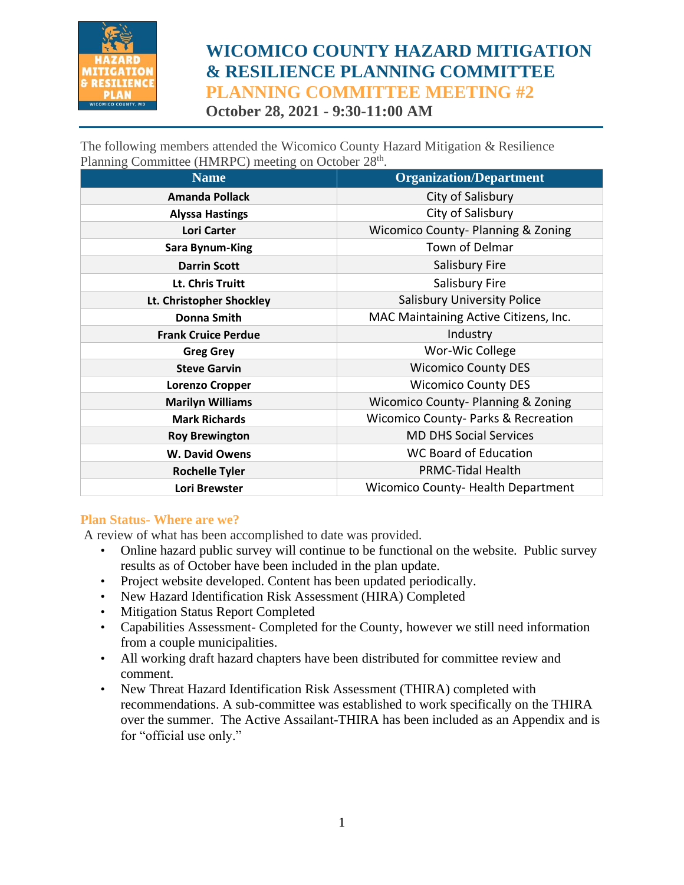# WICOMICO COUNTY HAZARD MITIGATION & RESILIENCE PLANNING COMMITTEE

## PLANNING COMMITTEE MEETING #2

### October 28, 2021 - 9:30-11:00 AM

The following members attended the Wicomico County Hazard Mitigation & Resilience Planning Committee (HMRPC) meeting on October 28th.

| Name | Organization/Department |
|---|---|
| **Amanda Pollack** | City of Salisbury |
| **Alyssa Hastings** | City of Salisbury |
| **Lori Carter** | Wicomico County- Planning & Zoning |
| **Sara Bynum-King** | Town of Delmar |
| **Darrin Scott** | Salisbury Fire |
| **Lt. Chris Truitt** | Salisbury Fire |
| **Lt. Christopher Shockley** | Salisbury University Police |
| **Donna Smith** | MAC Maintaining Active Citizens, Inc. |
| **Frank Cruice Perdue** | Industry |
| **Greg Grey** | Wor-Wic College |
| **Steve Garvin** | Wicomico County DES |
| **Lorenzo Cropper** | Wicomico County DES |
| **Marilyn Williams** | Wicomico County- Planning & Zoning |
| **Mark Richards** | Wicomico County- Parks & Recreation |
| **Roy Brewington** | MD DHS Social Services |
| **W. David Owens** | WC Board of Education |
| **Rochelle Tyler** | PRMC-Tidal Health |
| **Lori Brewster** | Wicomico County- Health Department |

## Plan Status- Where are we?

A review of what has been accomplished to date was provided.

- Online hazard public survey will continue to be functional on the website. Public survey results as of October have been included in the plan update.
- Project website developed. Content has been updated periodically.
- New Hazard Identification Risk Assessment (HIRA) Completed
- Mitigation Status Report Completed
- Capabilities Assessment- Completed for the County, however we still need information from a couple municipalities.
- All working draft hazard chapters have been distributed for committee review and comment.
- New Threat Hazard Identification Risk Assessment (THIRA) completed with recommendations. A sub-committee was established to work specifically on the THIRA over the summer. The Active Assailant-THIRA has been included as an Appendix and is for "official use only."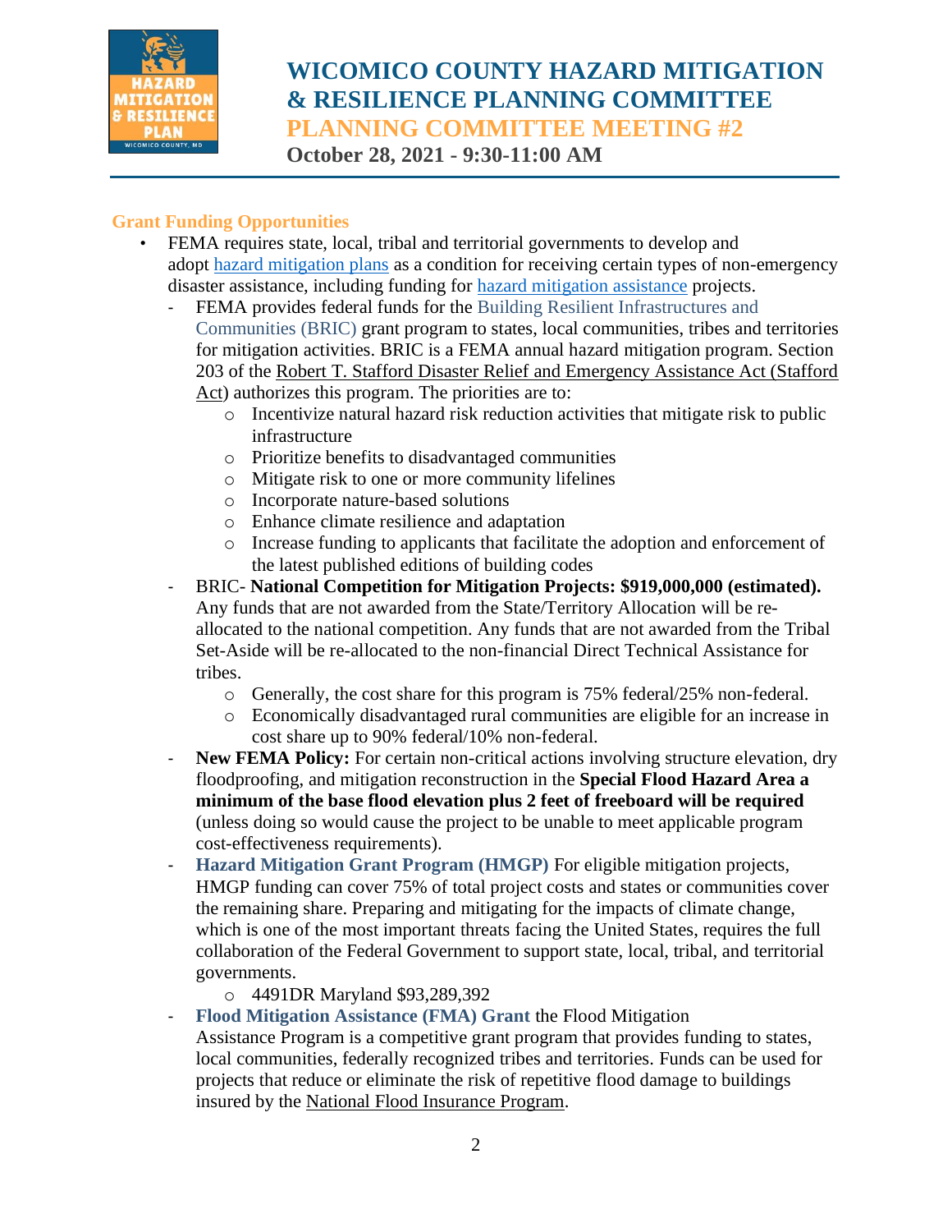# WICOMICO COUNTY HAZARD MITIGATION & RESILIENCE PLANNING COMMITTEE

## PLANNING COMMITTEE MEETING #2

**October 28, 2021 - 9:30-11:00 AM**

### Grant Funding Opportunities

- FEMA requires state, local, tribal and territorial governments to develop and adopt hazard mitigation plans as a condition for receiving certain types of non-emergency disaster assistance, including funding for hazard mitigation assistance projects.
  - FEMA provides federal funds for the Building Resilient Infrastructures and Communities (BRIC) grant program to states, local communities, tribes and territories for mitigation activities. BRIC is a FEMA annual hazard mitigation program. Section 203 of the Robert T. Stafford Disaster Relief and Emergency Assistance Act (Stafford Act) authorizes this program. The priorities are to:
    - Incentivize natural hazard risk reduction activities that mitigate risk to public infrastructure
    - Prioritize benefits to disadvantaged communities
    - Mitigate risk to one or more community lifelines
    - Incorporate nature-based solutions
    - Enhance climate resilience and adaptation
    - Increase funding to applicants that facilitate the adoption and enforcement of the latest published editions of building codes
  - BRIC- **National Competition for Mitigation Projects: $919,000,000 (estimated).** Any funds that are not awarded from the State/Territory Allocation will be re-allocated to the national competition. Any funds that are not awarded from the Tribal Set-Aside will be re-allocated to the non-financial Direct Technical Assistance for tribes.
    - Generally, the cost share for this program is 75% federal/25% non-federal.
    - Economically disadvantaged rural communities are eligible for an increase in cost share up to 90% federal/10% non-federal.
  - **New FEMA Policy:** For certain non-critical actions involving structure elevation, dry floodproofing, and mitigation reconstruction in the **Special Flood Hazard Area a minimum of the base flood elevation plus 2 feet of freeboard will be required** (unless doing so would cause the project to be unable to meet applicable program cost-effectiveness requirements).
  - **Hazard Mitigation Grant Program (HMGP)** For eligible mitigation projects, HMGP funding can cover 75% of total project costs and states or communities cover the remaining share. Preparing and mitigating for the impacts of climate change, which is one of the most important threats facing the United States, requires the full collaboration of the Federal Government to support state, local, tribal, and territorial governments.
    - 4491DR Maryland $93,289,392
  - **Flood Mitigation Assistance (FMA) Grant** the Flood Mitigation Assistance Program is a competitive grant program that provides funding to states, local communities, federally recognized tribes and territories. Funds can be used for projects that reduce or eliminate the risk of repetitive flood damage to buildings insured by the National Flood Insurance Program.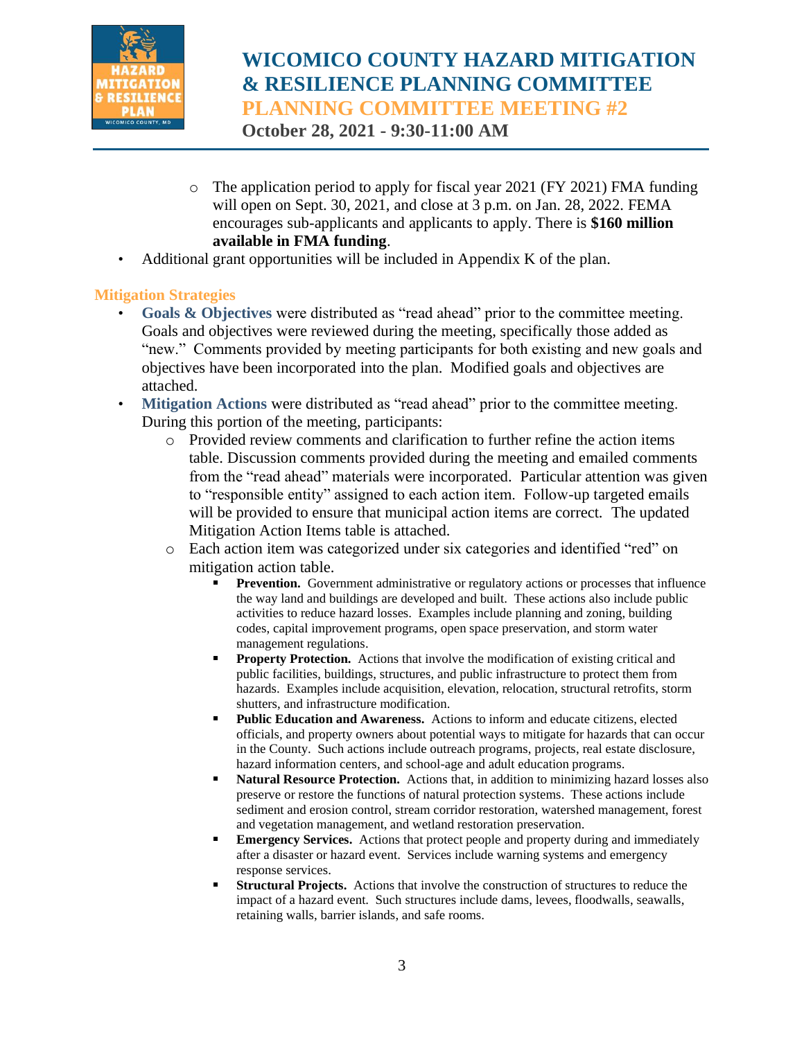- The application period to apply for fiscal year 2021 (FY 2021) FMA funding will open on Sept. 30, 2021, and close at 3 p.m. on Jan. 28, 2022. FEMA encourages sub-applicants and applicants to apply. There is **$160 million available in FMA funding**.
- Additional grant opportunities will be included in Appendix K of the plan.

## Mitigation Strategies

- **Goals & Objectives** were distributed as "read ahead" prior to the committee meeting. Goals and objectives were reviewed during the meeting, specifically those added as "new." Comments provided by meeting participants for both existing and new goals and objectives have been incorporated into the plan. Modified goals and objectives are attached.
- **Mitigation Actions** were distributed as "read ahead" prior to the committee meeting. During this portion of the meeting, participants:
  - Provided review comments and clarification to further refine the action items table. Discussion comments provided during the meeting and emailed comments from the "read ahead" materials were incorporated. Particular attention was given to "responsible entity" assigned to each action item. Follow-up targeted emails will be provided to ensure that municipal action items are correct. The updated Mitigation Action Items table is attached.
  - Each action item was categorized under six categories and identified "red" on mitigation action table.
    - **Prevention.** Government administrative or regulatory actions or processes that influence the way land and buildings are developed and built. These actions also include public activities to reduce hazard losses. Examples include planning and zoning, building codes, capital improvement programs, open space preservation, and storm water management regulations.
    - **Property Protection.** Actions that involve the modification of existing critical and public facilities, buildings, structures, and public infrastructure to protect them from hazards. Examples include acquisition, elevation, relocation, structural retrofits, storm shutters, and infrastructure modification.
    - **Public Education and Awareness.** Actions to inform and educate citizens, elected officials, and property owners about potential ways to mitigate for hazards that can occur in the County. Such actions include outreach programs, projects, real estate disclosure, hazard information centers, and school-age and adult education programs.
    - **Natural Resource Protection.** Actions that, in addition to minimizing hazard losses also preserve or restore the functions of natural protection systems. These actions include sediment and erosion control, stream corridor restoration, watershed management, forest and vegetation management, and wetland restoration preservation.
    - **Emergency Services.** Actions that protect people and property during and immediately after a disaster or hazard event. Services include warning systems and emergency response services.
    - **Structural Projects.** Actions that involve the construction of structures to reduce the impact of a hazard event. Such structures include dams, levees, floodwalls, seawalls, retaining walls, barrier islands, and safe rooms.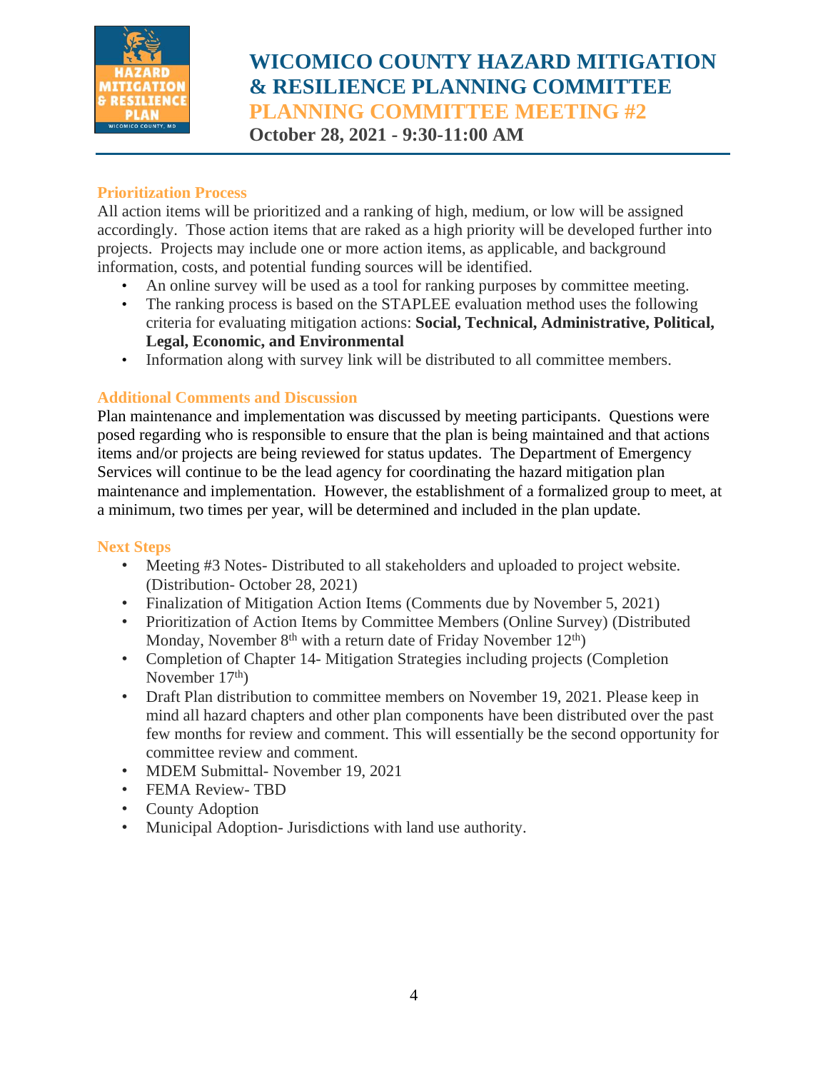# WICOMICO COUNTY HAZARD MITIGATION & RESILIENCE PLANNING COMMITTEE

## PLANNING COMMITTEE MEETING #2

**October 28, 2021 - 9:30-11:00 AM**

### Prioritization Process

All action items will be prioritized and a ranking of high, medium, or low will be assigned accordingly. Those action items that are raked as a high priority will be developed further into projects. Projects may include one or more action items, as applicable, and background information, costs, and potential funding sources will be identified.

- An online survey will be used as a tool for ranking purposes by committee meeting.
- The ranking process is based on the STAPLEE evaluation method uses the following criteria for evaluating mitigation actions: **Social, Technical, Administrative, Political, Legal, Economic, and Environmental**
- Information along with survey link will be distributed to all committee members.

### Additional Comments and Discussion

Plan maintenance and implementation was discussed by meeting participants. Questions were posed regarding who is responsible to ensure that the plan is being maintained and that actions items and/or projects are being reviewed for status updates. The Department of Emergency Services will continue to be the lead agency for coordinating the hazard mitigation plan maintenance and implementation. However, the establishment of a formalized group to meet, at a minimum, two times per year, will be determined and included in the plan update.

### Next Steps

- Meeting #3 Notes- Distributed to all stakeholders and uploaded to project website. (Distribution- October 28, 2021)
- Finalization of Mitigation Action Items (Comments due by November 5, 2021)
- Prioritization of Action Items by Committee Members (Online Survey) (Distributed Monday, November 8th with a return date of Friday November 12th)
- Completion of Chapter 14- Mitigation Strategies including projects (Completion November 17th)
- Draft Plan distribution to committee members on November 19, 2021. Please keep in mind all hazard chapters and other plan components have been distributed over the past few months for review and comment. This will essentially be the second opportunity for committee review and comment.
- MDEM Submittal- November 19, 2021
- FEMA Review- TBD
- County Adoption
- Municipal Adoption- Jurisdictions with land use authority.